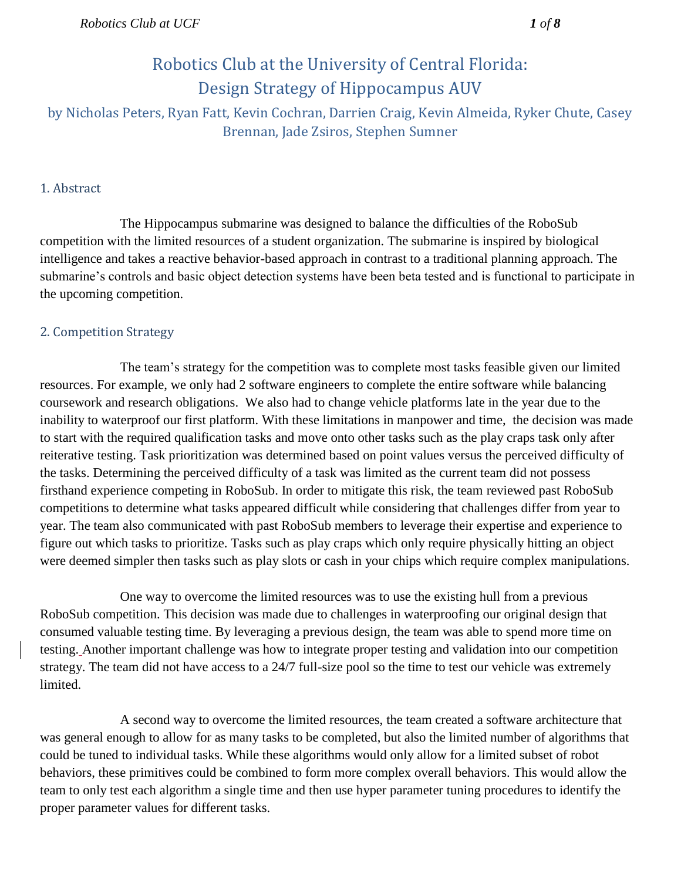# Robotics Club at the University of Central Florida: Design Strategy of Hippocampus AUV

by Nicholas Peters, Ryan Fatt, Kevin Cochran, Darrien Craig, Kevin Almeida, Ryker Chute, Casey Brennan, Jade Zsiros, Stephen Sumner

## 1. Abstract

The Hippocampus submarine was designed to balance the difficulties of the RoboSub competition with the limited resources of a student organization. The submarine is inspired by biological intelligence and takes a reactive behavior-based approach in contrast to a traditional planning approach. The submarine's controls and basic object detection systems have been beta tested and is functional to participate in the upcoming competition.

## 2. Competition Strategy

The team's strategy for the competition was to complete most tasks feasible given our limited resources. For example, we only had 2 software engineers to complete the entire software while balancing coursework and research obligations. We also had to change vehicle platforms late in the year due to the inability to waterproof our first platform. With these limitations in manpower and time, the decision was made to start with the required qualification tasks and move onto other tasks such as the play craps task only after reiterative testing. Task prioritization was determined based on point values versus the perceived difficulty of the tasks. Determining the perceived difficulty of a task was limited as the current team did not possess firsthand experience competing in RoboSub. In order to mitigate this risk, the team reviewed past RoboSub competitions to determine what tasks appeared difficult while considering that challenges differ from year to year. The team also communicated with past RoboSub members to leverage their expertise and experience to figure out which tasks to prioritize. Tasks such as play craps which only require physically hitting an object were deemed simpler then tasks such as play slots or cash in your chips which require complex manipulations.

One way to overcome the limited resources was to use the existing hull from a previous RoboSub competition. This decision was made due to challenges in waterproofing our original design that consumed valuable testing time. By leveraging a previous design, the team was able to spend more time on testing. Another important challenge was how to integrate proper testing and validation into our competition strategy. The team did not have access to a 24/7 full-size pool so the time to test our vehicle was extremely limited.

A second way to overcome the limited resources, the team created a software architecture that was general enough to allow for as many tasks to be completed, but also the limited number of algorithms that could be tuned to individual tasks. While these algorithms would only allow for a limited subset of robot behaviors, these primitives could be combined to form more complex overall behaviors. This would allow the team to only test each algorithm a single time and then use hyper parameter tuning procedures to identify the proper parameter values for different tasks.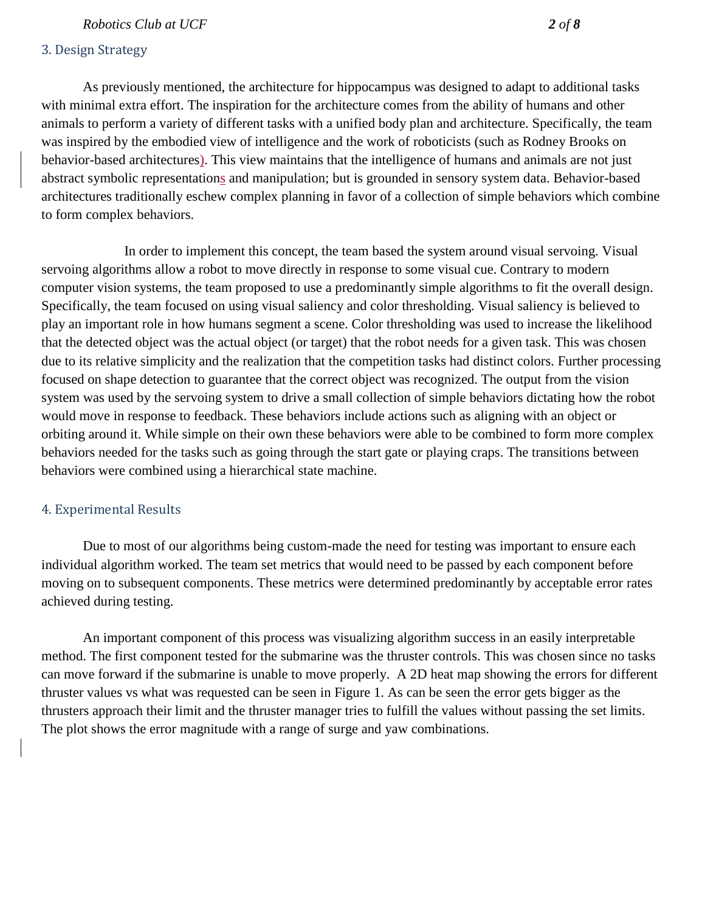## 3. Design Strategy

As previously mentioned, the architecture for hippocampus was designed to adapt to additional tasks with minimal extra effort. The inspiration for the architecture comes from the ability of humans and other animals to perform a variety of different tasks with a unified body plan and architecture. Specifically, the team was inspired by the embodied view of intelligence and the work of roboticists (such as Rodney Brooks on behavior-based architectures). This view maintains that the intelligence of humans and animals are not just abstract symbolic representations and manipulation; but is grounded in sensory system data. Behavior-based architectures traditionally eschew complex planning in favor of a collection of simple behaviors which combine to form complex behaviors.

In order to implement this concept, the team based the system around visual servoing. Visual servoing algorithms allow a robot to move directly in response to some visual cue. Contrary to modern computer vision systems, the team proposed to use a predominantly simple algorithms to fit the overall design. Specifically, the team focused on using visual saliency and color thresholding. Visual saliency is believed to play an important role in how humans segment a scene. Color thresholding was used to increase the likelihood that the detected object was the actual object (or target) that the robot needs for a given task. This was chosen due to its relative simplicity and the realization that the competition tasks had distinct colors. Further processing focused on shape detection to guarantee that the correct object was recognized. The output from the vision system was used by the servoing system to drive a small collection of simple behaviors dictating how the robot would move in response to feedback. These behaviors include actions such as aligning with an object or orbiting around it. While simple on their own these behaviors were able to be combined to form more complex behaviors needed for the tasks such as going through the start gate or playing craps. The transitions between behaviors were combined using a hierarchical state machine.

## 4. Experimental Results

Due to most of our algorithms being custom-made the need for testing was important to ensure each individual algorithm worked. The team set metrics that would need to be passed by each component before moving on to subsequent components. These metrics were determined predominantly by acceptable error rates achieved during testing.

An important component of this process was visualizing algorithm success in an easily interpretable method. The first component tested for the submarine was the thruster controls. This was chosen since no tasks can move forward if the submarine is unable to move properly. A 2D heat map showing the errors for different thruster values vs what was requested can be seen in Figure 1. As can be seen the error gets bigger as the thrusters approach their limit and the thruster manager tries to fulfill the values without passing the set limits. The plot shows the error magnitude with a range of surge and yaw combinations.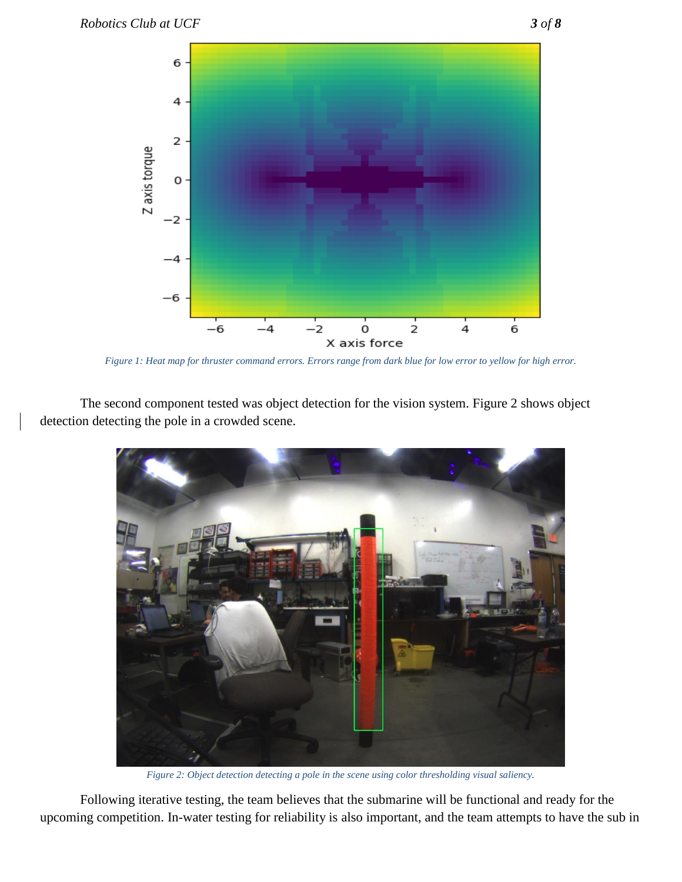Figure 1: Heat map for thruster command errors. Errors range from dark blue for low error to yellow for high error.

The second component tested was object detection for the vision system. Figure 2 shows object detection detecting the pole in a crowded scene.

Figure 2: Object detection detecting a pole in the scene using color thresholding visual saliency.

Following iterative testing, the team believes that the submarine will be functional and ready for the upcoming competition. In-water testing for reliability is also important, and the team attempts to have the sub in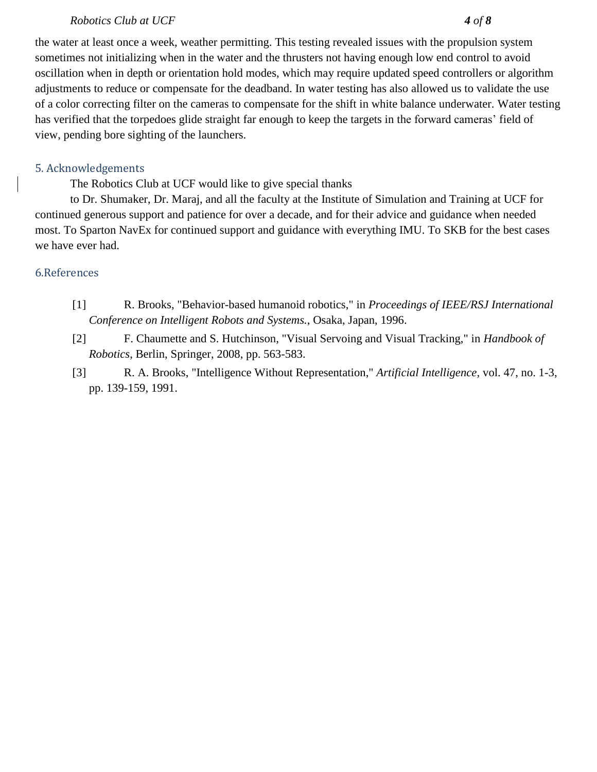the water at least once a week, weather permitting. This testing revealed issues with the propulsion system sometimes not initializing when in the water and the thrusters not having enough low end control to avoid oscillation when in depth or orientation hold modes, which may require updated speed controllers or algorithm adjustments to reduce or compensate for the deadband. In water testing has also allowed us to validate the use of a color correcting filter on the cameras to compensate for the shift in white balance underwater. Water testing has verified that the torpedoes glide straight far enough to keep the targets in the forward cameras' field of view, pending bore sighting of the launchers.

## 5. Acknowledgements

The Robotics Club at UCF would like to give special thanks

to Dr. Shumaker, Dr. Maraj, and all the faculty at the Institute of Simulation and Training at UCF for continued generous support and patience for over a decade, and for their advice and guidance when needed most. To Sparton NavEx for continued support and guidance with everything IMU. To SKB for the best cases we have ever had.

## 6.References

[1] R. Brooks, "Behavior-based humanoid robotics," in *Proceedings of IEEE/RSJ International Conference on Intelligent Robots and Systems.*, Osaka, Japan, 1996.

[2] F. Chaumette and S. Hutchinson, "Visual Servoing and Visual Tracking," in *Handbook of Robotics*, Berlin, Springer, 2008, pp. 563-583.

[3] R. A. Brooks, "Intelligence Without Representation," *Artificial Intelligence*, vol. 47, no. 1-3, pp. 139-159, 1991.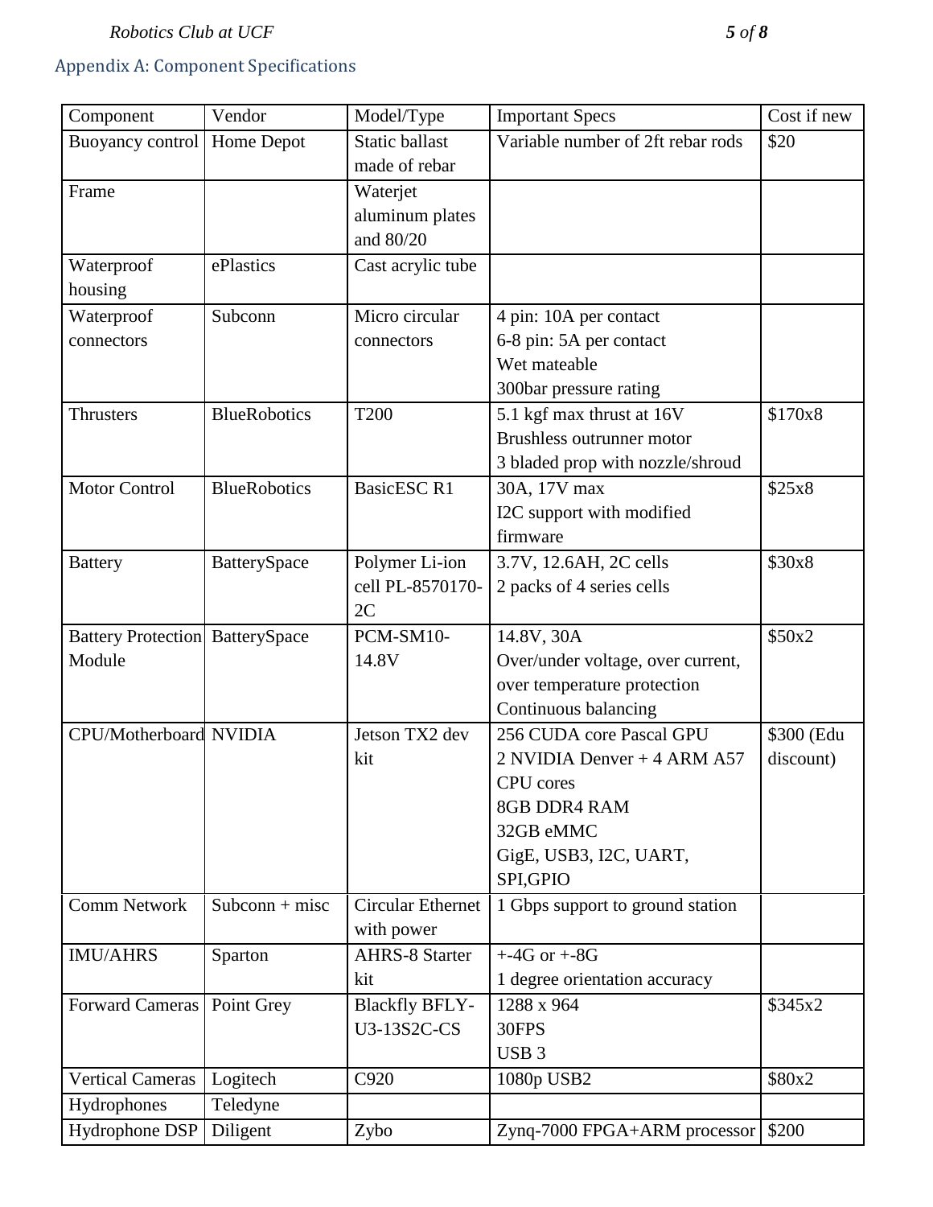## Appendix A: Component Specifications

| Component | Vendor | Model/Type | Important Specs | Cost if new |
|---|---|---|---|---|
| Buoyancy control | Home Depot | Static ballast made of rebar | Variable number of 2ft rebar rods | $20 |
| Frame | | Waterjet aluminum plates and 80/20 | | |
| Waterproof housing | ePlastics | Cast acrylic tube | | |
| Waterproof connectors | Subconn | Micro circular connectors | 4 pin: 10A per contact<br>6-8 pin: 5A per contact<br>Wet mateable<br>300bar pressure rating | |
| Thrusters | BlueRobotics | T200 | 5.1 kgf max thrust at 16V<br>Brushless outrunner motor<br>3 bladed prop with nozzle/shroud | $170x8 |
| Motor Control | BlueRobotics | BasicESC R1 | 30A, 17V max<br>I2C support with modified firmware | $25x8 |
| Battery | BatterySpace | Polymer Li-ion cell PL-8570170-2C | 3.7V, 12.6AH, 2C cells<br>2 packs of 4 series cells | $30x8 |
| Battery Protection Module | BatterySpace | PCM-SM10-14.8V | 14.8V, 30A<br>Over/under voltage, over current, over temperature protection<br>Continuous balancing | $50x2 |
| CPU/Motherboard | NVIDIA | Jetson TX2 dev kit | 256 CUDA core Pascal GPU<br>2 NVIDIA Denver + 4 ARM A57 CPU cores<br>8GB DDR4 RAM<br>32GB eMMC<br>GigE, USB3, I2C, UART, SPI,GPIO | $300 (Edu discount) |
| Comm Network | Subconn + misc | Circular Ethernet with power | 1 Gbps support to ground station | |
| IMU/AHRS | Sparton | AHRS-8 Starter kit | +-4G or +-8G<br>1 degree orientation accuracy | |
| Forward Cameras | Point Grey | Blackfly BFLY-U3-13S2C-CS | 1288 x 964<br>30FPS<br>USB 3 | $345x2 |
| Vertical Cameras | Logitech | C920 | 1080p USB2 | $80x2 |
| Hydrophones | Teledyne | | | |
| Hydrophone DSP | Diligent | Zybo | Zynq-7000 FPGA+ARM processor | $200 |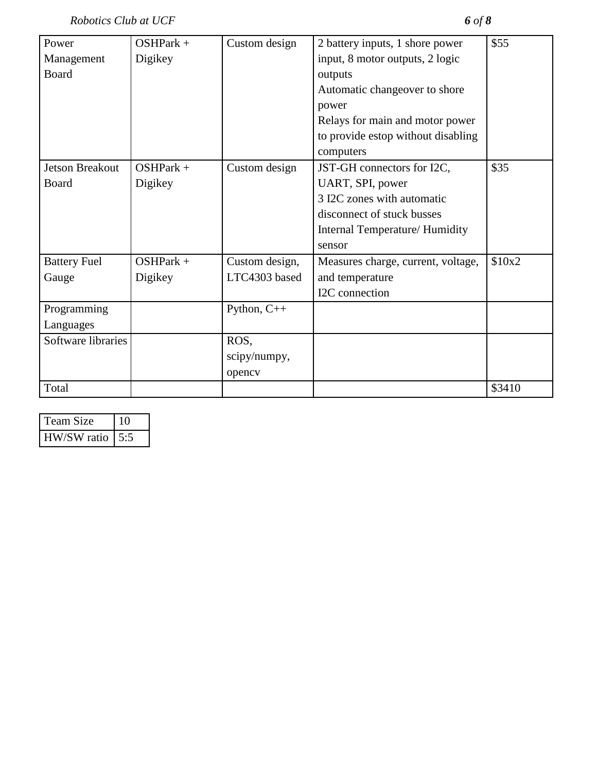| | | | | |
|---|---|---|---|---|
| Power Management Board | OSHPark + Digikey | Custom design | 2 battery inputs, 1 shore power input, 8 motor outputs, 2 logic outputs<br>Automatic changeover to shore power<br>Relays for main and motor power to provide estop without disabling computers | $55 |
| Jetson Breakout Board | OSHPark + Digikey | Custom design | JST-GH connectors for I2C, UART, SPI, power<br>3 I2C zones with automatic disconnect of stuck busses<br>Internal Temperature/ Humidity sensor | $35 |
| Battery Fuel Gauge | OSHPark + Digikey | Custom design, LTC4303 based | Measures charge, current, voltage, and temperature<br>I2C connection | $10x2 |
| Programming Languages | | Python, C++ | | |
| Software libraries | | ROS, scipy/numpy, opencv | | |
| Total | | | | $3410 |

| | |
|---|---|
| Team Size | 10 |
| HW/SW ratio | 5:5 |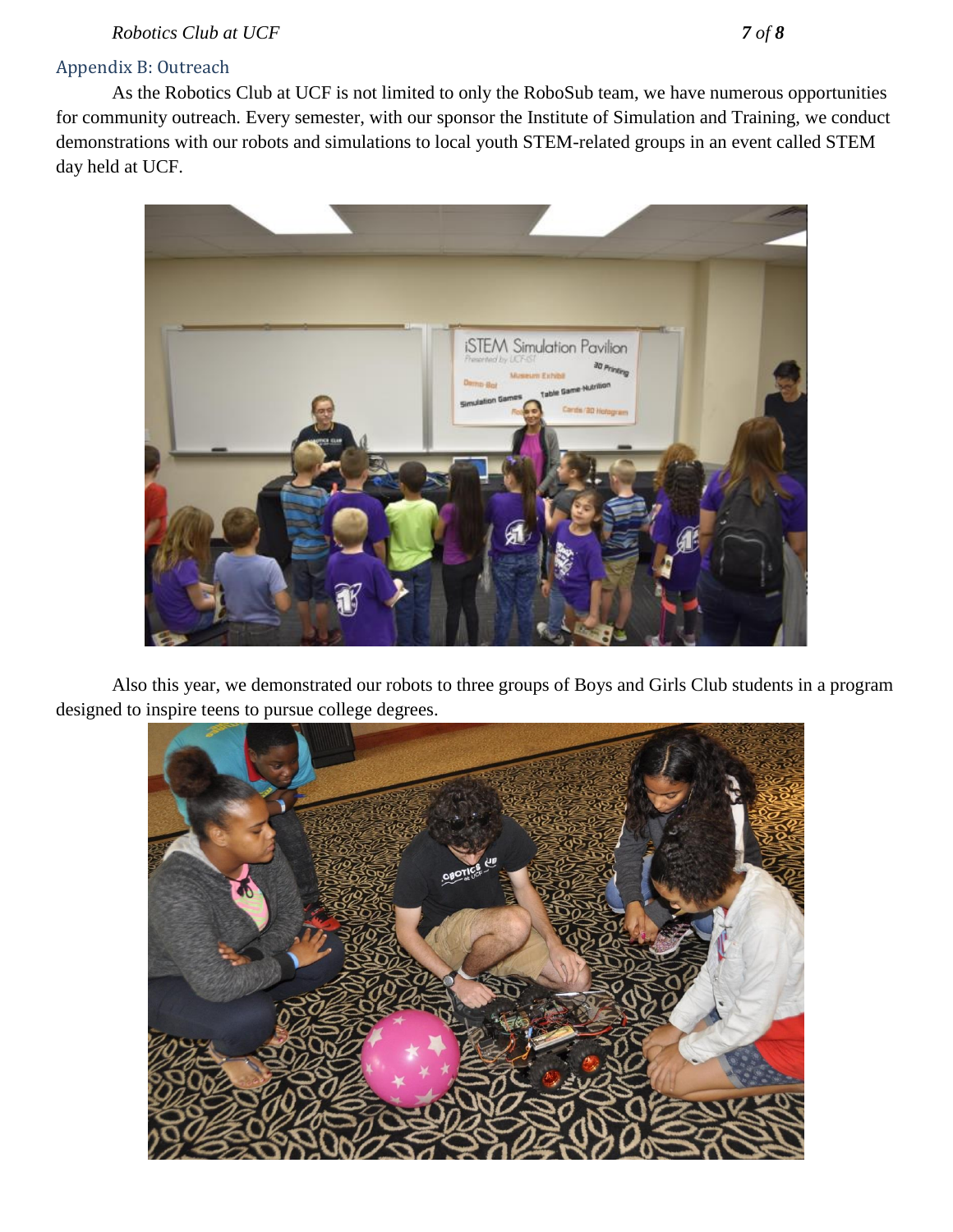## Appendix B: Outreach

As the Robotics Club at UCF is not limited to only the RoboSub team, we have numerous opportunities for community outreach. Every semester, with our sponsor the Institute of Simulation and Training, we conduct demonstrations with our robots and simulations to local youth STEM-related groups in an event called STEM day held at UCF.

Also this year, we demonstrated our robots to three groups of Boys and Girls Club students in a program designed to inspire teens to pursue college degrees.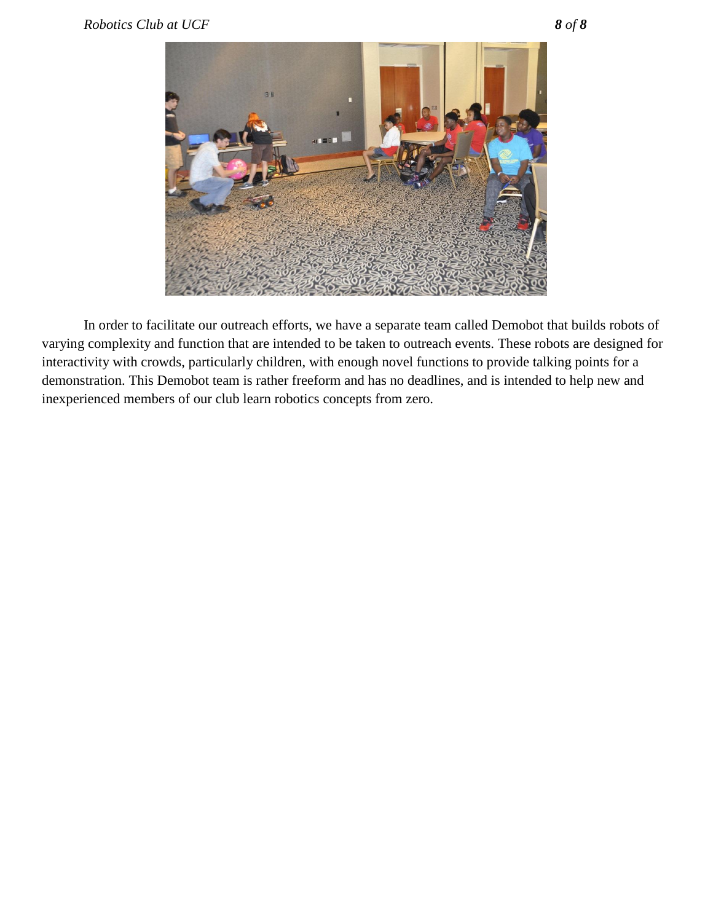In order to facilitate our outreach efforts, we have a separate team called Demobot that builds robots of varying complexity and function that are intended to be taken to outreach events. These robots are designed for interactivity with crowds, particularly children, with enough novel functions to provide talking points for a demonstration. This Demobot team is rather freeform and has no deadlines, and is intended to help new and inexperienced members of our club learn robotics concepts from zero.